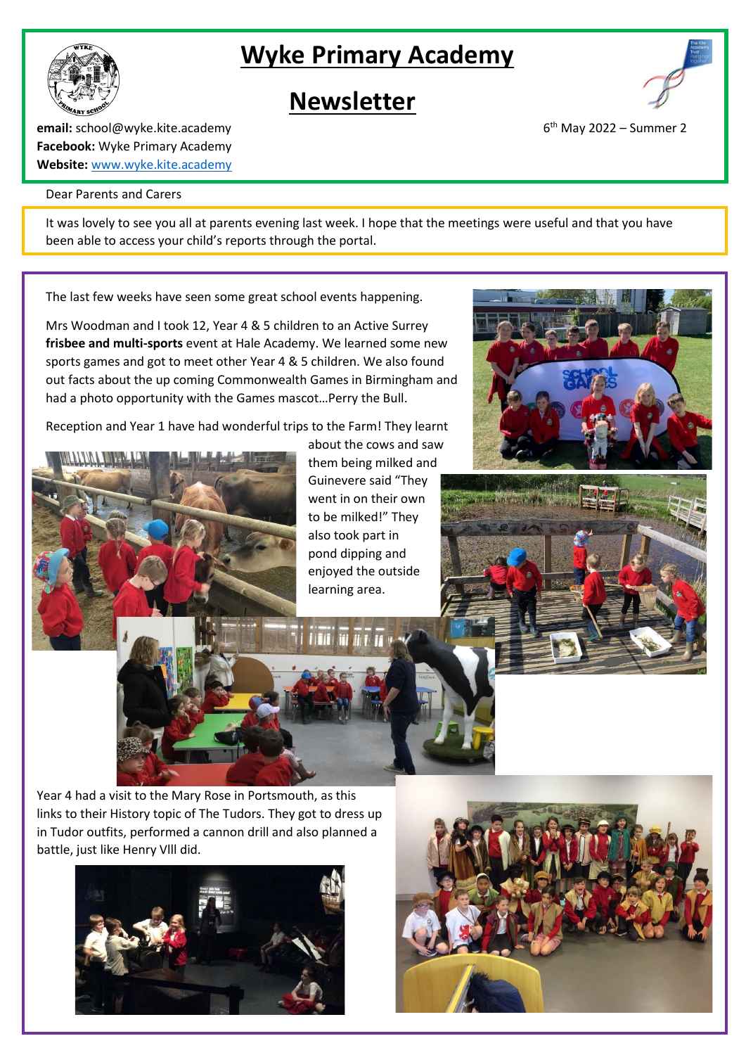# Wyke Primary Academy

## Newsletter

**email:** school@wyke.kite.academy
**Facebook:** Wyke Primary Academy
**Website:** www.wyke.kite.academy

6th May 2022 – Summer 2

Dear Parents and Carers

It was lovely to see you all at parents evening last week. I hope that the meetings were useful and that you have been able to access your child's reports through the portal.

The last few weeks have seen some great school events happening.

Mrs Woodman and I took 12, Year 4 & 5 children to an Active Surrey **frisbee and multi-sports** event at Hale Academy. We learned some new sports games and got to meet other Year 4 & 5 children. We also found out facts about the up coming Commonwealth Games in Birmingham and had a photo opportunity with the Games mascot…Perry the Bull.

Reception and Year 1 have had wonderful trips to the Farm! They learnt about the cows and saw them being milked and Guinevere said "They went in on their own to be milked!" They also took part in pond dipping and enjoyed the outside learning area.

Year 4 had a visit to the Mary Rose in Portsmouth, as this links to their History topic of The Tudors. They got to dress up in Tudor outfits, performed a cannon drill and also planned a battle, just like Henry VllI did.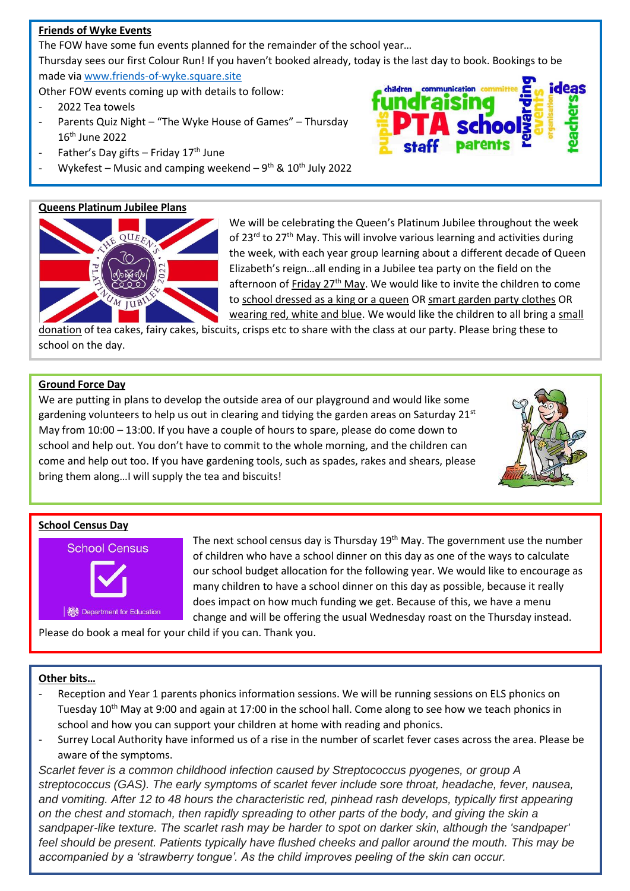## Friends of Wyke Events

The FOW have some fun events planned for the remainder of the school year…

Thursday sees our first Colour Run! If you haven't booked already, today is the last day to book. Bookings to be made via www.friends-of-wyke.square.site

Other FOW events coming up with details to follow:

- 2022 Tea towels
- Parents Quiz Night – "The Wyke House of Games" – Thursday 16th June 2022
- Father's Day gifts – Friday 17th June
- Wykefest – Music and camping weekend – 9th & 10th July 2022

## Queens Platinum Jubilee Plans

We will be celebrating the Queen's Platinum Jubilee throughout the week of 23rd to 27th May. This will involve various learning and activities during the week, with each year group learning about a different decade of Queen Elizabeth's reign…all ending in a Jubilee tea party on the field on the afternoon of Friday 27th May. We would like to invite the children to come to school dressed as a king or a queen OR smart garden party clothes OR wearing red, white and blue. We would like the children to all bring a small donation of tea cakes, fairy cakes, biscuits, crisps etc to share with the class at our party. Please bring these to school on the day.

## Ground Force Day

We are putting in plans to develop the outside area of our playground and would like some gardening volunteers to help us out in clearing and tidying the garden areas on Saturday 21st May from 10:00 – 13:00. If you have a couple of hours to spare, please do come down to school and help out. You don't have to commit to the whole morning, and the children can come and help out too. If you have gardening tools, such as spades, rakes and shears, please bring them along…I will supply the tea and biscuits!

## School Census Day

The next school census day is Thursday 19th May. The government use the number of children who have a school dinner on this day as one of the ways to calculate our school budget allocation for the following year. We would like to encourage as many children to have a school dinner on this day as possible, because it really does impact on how much funding we get. Because of this, we have a menu change and will be offering the usual Wednesday roast on the Thursday instead.

Please do book a meal for your child if you can. Thank you.

## Other bits…

- Reception and Year 1 parents phonics information sessions. We will be running sessions on ELS phonics on Tuesday 10th May at 9:00 and again at 17:00 in the school hall. Come along to see how we teach phonics in school and how you can support your children at home with reading and phonics.
- Surrey Local Authority have informed us of a rise in the number of scarlet fever cases across the area. Please be aware of the symptoms.

*Scarlet fever is a common childhood infection caused by Streptococcus pyogenes, or group A streptococcus (GAS). The early symptoms of scarlet fever include sore throat, headache, fever, nausea, and vomiting. After 12 to 48 hours the characteristic red, pinhead rash develops, typically first appearing on the chest and stomach, then rapidly spreading to other parts of the body, and giving the skin a sandpaper-like texture. The scarlet rash may be harder to spot on darker skin, although the 'sandpaper' feel should be present. Patients typically have flushed cheeks and pallor around the mouth. This may be accompanied by a 'strawberry tongue'. As the child improves peeling of the skin can occur.*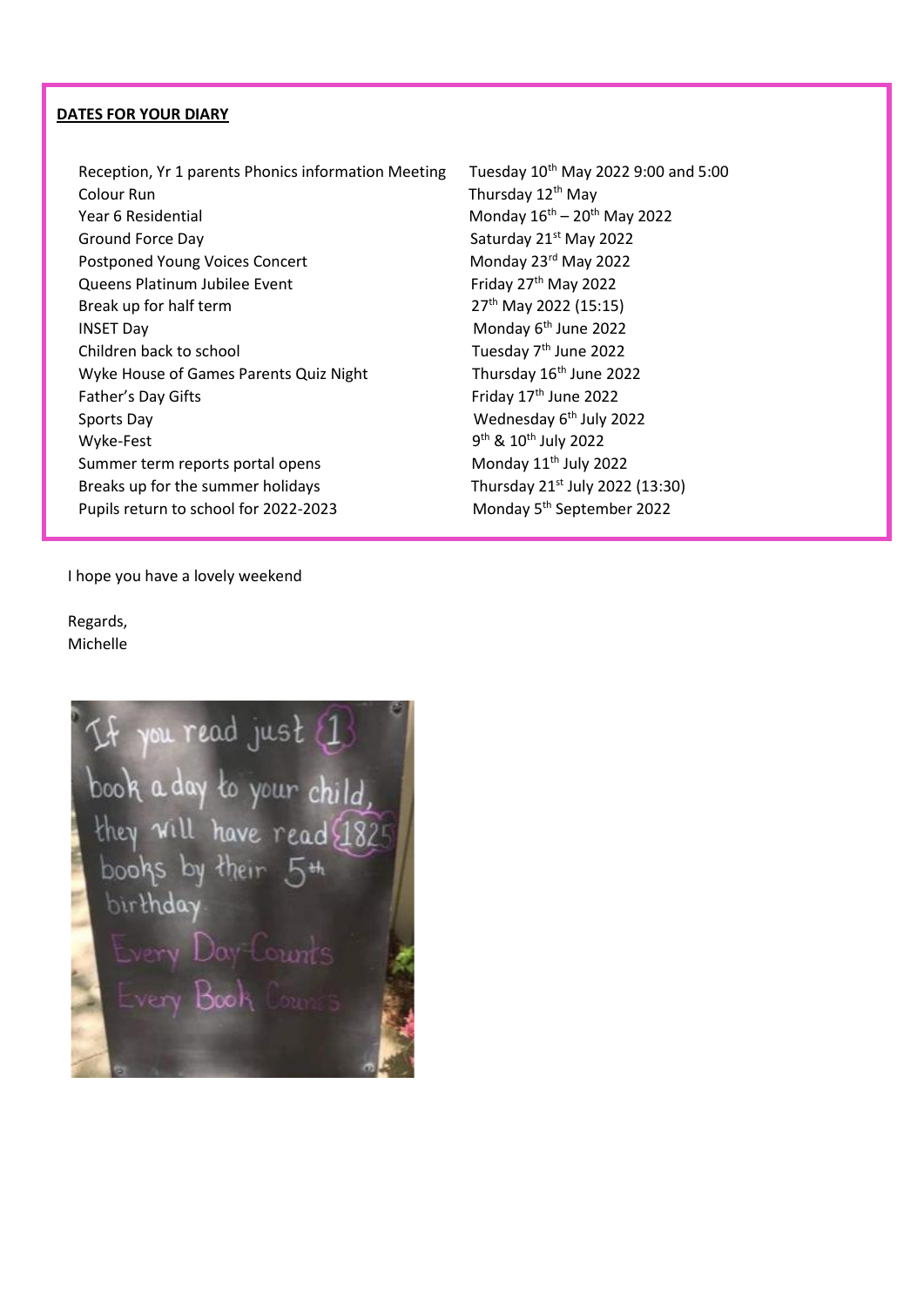**DATES FOR YOUR DIARY**

| | |
|---|---|
| Reception, Yr 1 parents Phonics information Meeting | Tuesday 10th May 2022 9:00 and 5:00 |
| Colour Run | Thursday 12th May |
| Year 6 Residential | Monday 16th – 20th May 2022 |
| Ground Force Day | Saturday 21st May 2022 |
| Postponed Young Voices Concert | Monday 23rd May 2022 |
| Queens Platinum Jubilee Event | Friday 27th May 2022 |
| Break up for half term | 27th May 2022 (15:15) |
| INSET Day | Monday 6th June 2022 |
| Children back to school | Tuesday 7th June 2022 |
| Wyke House of Games Parents Quiz Night | Thursday 16th June 2022 |
| Father's Day Gifts | Friday 17th June 2022 |
| Sports Day | Wednesday 6th July 2022 |
| Wyke-Fest | 9th & 10th July 2022 |
| Summer term reports portal opens | Monday 11th July 2022 |
| Breaks up for the summer holidays | Thursday 21st July 2022 (13:30) |
| Pupils return to school for 2022-2023 | Monday 5th September 2022 |

I hope you have a lovely weekend

Regards,
Michelle